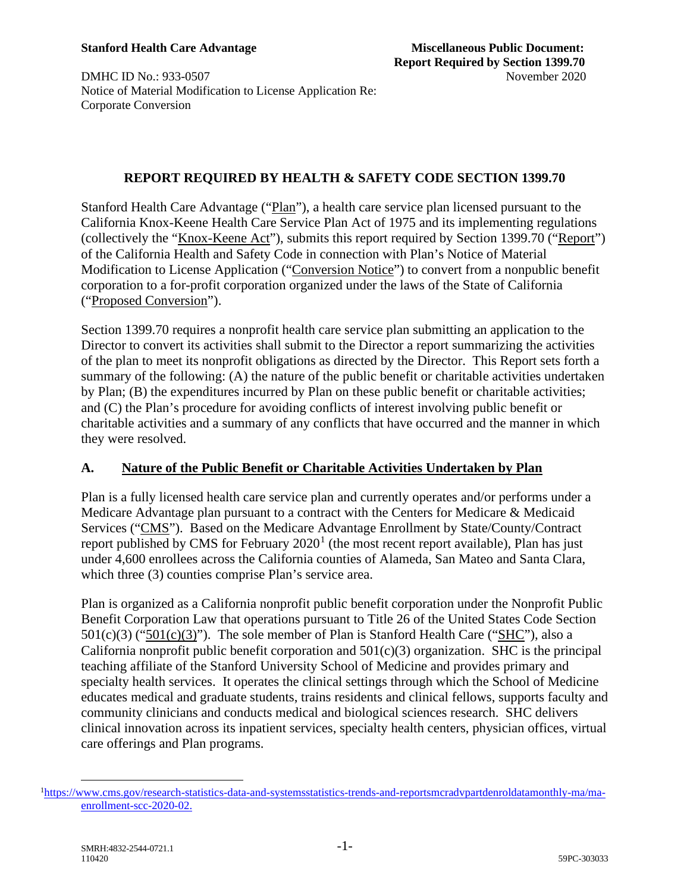**Stanford Health Care Advantage**

DMHC ID No.: 933-0507

Notice of Material Modification to License Application Re: Corporate Conversion

**Miscellaneous Public Document: Report Required by Section 1399.70**

November 2020

## REPORT REQUIRED BY HEALTH & SAFETY CODE SECTION 1399.70

Stanford Health Care Advantage ("Plan"), a health care service plan licensed pursuant to the California Knox-Keene Health Care Service Plan Act of 1975 and its implementing regulations (collectively the "Knox-Keene Act"), submits this report required by Section 1399.70 ("Report") of the California Health and Safety Code in connection with Plan's Notice of Material Modification to License Application ("Conversion Notice") to convert from a nonpublic benefit corporation to a for-profit corporation organized under the laws of the State of California ("Proposed Conversion").

Section 1399.70 requires a nonprofit health care service plan submitting an application to the Director to convert its activities shall submit to the Director a report summarizing the activities of the plan to meet its nonprofit obligations as directed by the Director. This Report sets forth a summary of the following: (A) the nature of the public benefit or charitable activities undertaken by Plan; (B) the expenditures incurred by Plan on these public benefit or charitable activities; and (C) the Plan's procedure for avoiding conflicts of interest involving public benefit or charitable activities and a summary of any conflicts that have occurred and the manner in which they were resolved.

### A. Nature of the Public Benefit or Charitable Activities Undertaken by Plan

Plan is a fully licensed health care service plan and currently operates and/or performs under a Medicare Advantage plan pursuant to a contract with the Centers for Medicare & Medicaid Services ("CMS"). Based on the Medicare Advantage Enrollment by State/County/Contract report published by CMS for February 2020[1] (the most recent report available), Plan has just under 4,600 enrollees across the California counties of Alameda, San Mateo and Santa Clara, which three (3) counties comprise Plan's service area.

Plan is organized as a California nonprofit public benefit corporation under the Nonprofit Public Benefit Corporation Law that operations pursuant to Title 26 of the United States Code Section 501(c)(3) ("501(c)(3)"). The sole member of Plan is Stanford Health Care ("SHC"), also a California nonprofit public benefit corporation and 501(c)(3) organization. SHC is the principal teaching affiliate of the Stanford University School of Medicine and provides primary and specialty health services. It operates the clinical settings through which the School of Medicine educates medical and graduate students, trains residents and clinical fellows, supports faculty and community clinicians and conducts medical and biological sciences research. SHC delivers clinical innovation across its inpatient services, specialty health centers, physician offices, virtual care offerings and Plan programs.

---

[1] https://www.cms.gov/research-statistics-data-and-systemsstatistics-trends-and-reportsmcradvpartdenroldatamonthly-ma/ma-enrollment-scc-2020-02.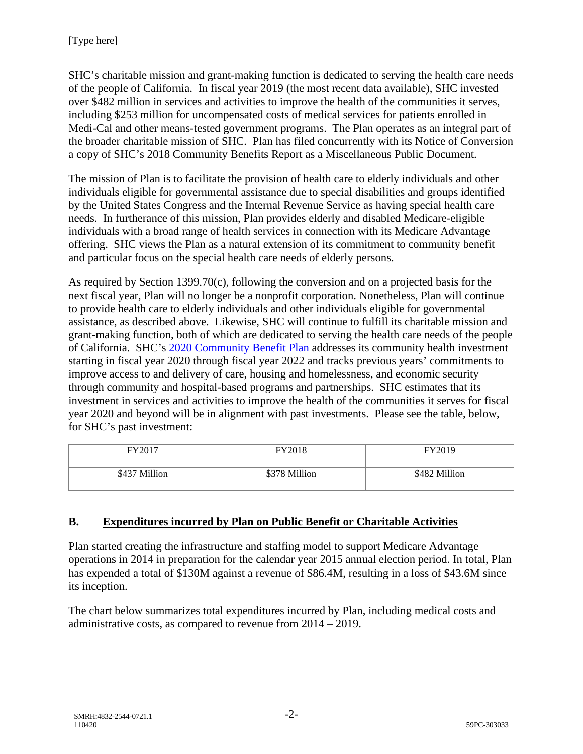SHC's charitable mission and grant-making function is dedicated to serving the health care needs of the people of California. In fiscal year 2019 (the most recent data available), SHC invested over $482 million in services and activities to improve the health of the communities it serves, including $253 million for uncompensated costs of medical services for patients enrolled in Medi-Cal and other means-tested government programs. The Plan operates as an integral part of the broader charitable mission of SHC. Plan has filed concurrently with its Notice of Conversion a copy of SHC's 2018 Community Benefits Report as a Miscellaneous Public Document.

The mission of Plan is to facilitate the provision of health care to elderly individuals and other individuals eligible for governmental assistance due to special disabilities and groups identified by the United States Congress and the Internal Revenue Service as having special health care needs. In furtherance of this mission, Plan provides elderly and disabled Medicare-eligible individuals with a broad range of health services in connection with its Medicare Advantage offering. SHC views the Plan as a natural extension of its commitment to community benefit and particular focus on the special health care needs of elderly persons.

As required by Section 1399.70(c), following the conversion and on a projected basis for the next fiscal year, Plan will no longer be a nonprofit corporation. Nonetheless, Plan will continue to provide health care to elderly individuals and other individuals eligible for governmental assistance, as described above. Likewise, SHC will continue to fulfill its charitable mission and grant-making function, both of which are dedicated to serving the health care needs of the people of California. SHC's 2020 Community Benefit Plan addresses its community health investment starting in fiscal year 2020 through fiscal year 2022 and tracks previous years' commitments to improve access to and delivery of care, housing and homelessness, and economic security through community and hospital-based programs and partnerships. SHC estimates that its investment in services and activities to improve the health of the communities it serves for fiscal year 2020 and beyond will be in alignment with past investments. Please see the table, below, for SHC's past investment:

| FY2017 | FY2018 | FY2019 |
|---|---|---|
| $437 Million | $378 Million | $482 Million |

## B. Expenditures incurred by Plan on Public Benefit or Charitable Activities

Plan started creating the infrastructure and staffing model to support Medicare Advantage operations in 2014 in preparation for the calendar year 2015 annual election period. In total, Plan has expended a total of $130M against a revenue of $86.4M, resulting in a loss of $43.6M since its inception.

The chart below summarizes total expenditures incurred by Plan, including medical costs and administrative costs, as compared to revenue from 2014 – 2019.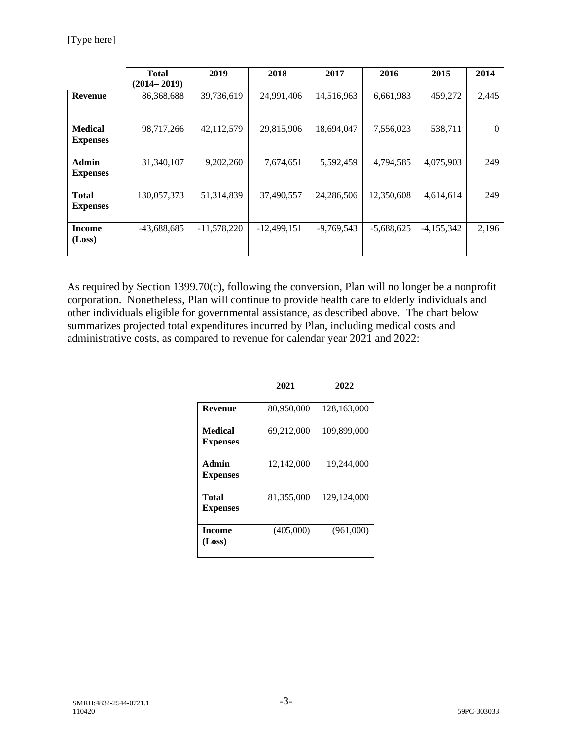|  | Total (2014– 2019) | 2019 | 2018 | 2017 | 2016 | 2015 | 2014 |
|---|---|---|---|---|---|---|---|
| **Revenue** | 86,368,688 | 39,736,619 | 24,991,406 | 14,516,963 | 6,661,983 | 459,272 | 2,445 |
| **Medical Expenses** | 98,717,266 | 42,112,579 | 29,815,906 | 18,694,047 | 7,556,023 | 538,711 | 0 |
| **Admin Expenses** | 31,340,107 | 9,202,260 | 7,674,651 | 5,592,459 | 4,794,585 | 4,075,903 | 249 |
| **Total Expenses** | 130,057,373 | 51,314,839 | 37,490,557 | 24,286,506 | 12,350,608 | 4,614,614 | 249 |
| **Income (Loss)** | -43,688,685 | -11,578,220 | -12,499,151 | -9,769,543 | -5,688,625 | -4,155,342 | 2,196 |

As required by Section 1399.70(c), following the conversion, Plan will no longer be a nonprofit corporation. Nonetheless, Plan will continue to provide health care to elderly individuals and other individuals eligible for governmental assistance, as described above. The chart below summarizes projected total expenditures incurred by Plan, including medical costs and administrative costs, as compared to revenue for calendar year 2021 and 2022:

|  | 2021 | 2022 |
|---|---|---|
| **Revenue** | 80,950,000 | 128,163,000 |
| **Medical Expenses** | 69,212,000 | 109,899,000 |
| **Admin Expenses** | 12,142,000 | 19,244,000 |
| **Total Expenses** | 81,355,000 | 129,124,000 |
| **Income (Loss)** | (405,000) | (961,000) |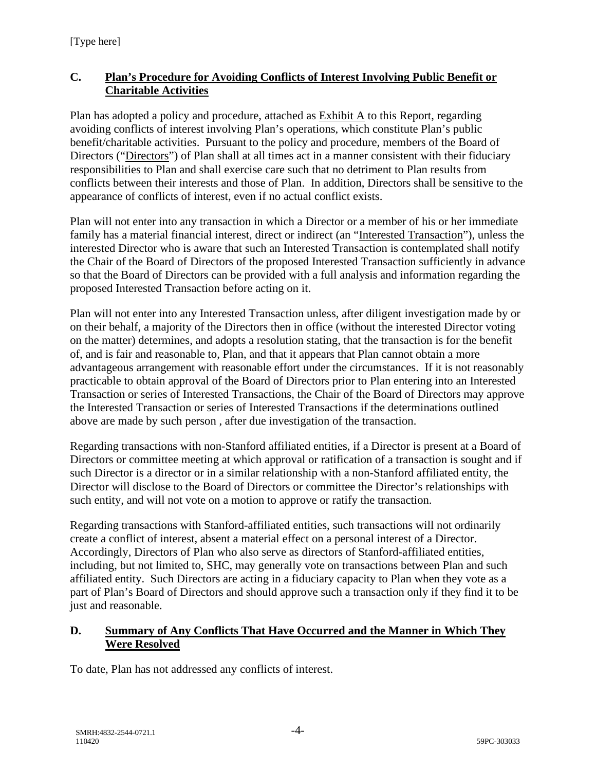## C. Plan's Procedure for Avoiding Conflicts of Interest Involving Public Benefit or Charitable Activities

Plan has adopted a policy and procedure, attached as Exhibit A to this Report, regarding avoiding conflicts of interest involving Plan's operations, which constitute Plan's public benefit/charitable activities. Pursuant to the policy and procedure, members of the Board of Directors ("Directors") of Plan shall at all times act in a manner consistent with their fiduciary responsibilities to Plan and shall exercise care such that no detriment to Plan results from conflicts between their interests and those of Plan. In addition, Directors shall be sensitive to the appearance of conflicts of interest, even if no actual conflict exists.

Plan will not enter into any transaction in which a Director or a member of his or her immediate family has a material financial interest, direct or indirect (an "Interested Transaction"), unless the interested Director who is aware that such an Interested Transaction is contemplated shall notify the Chair of the Board of Directors of the proposed Interested Transaction sufficiently in advance so that the Board of Directors can be provided with a full analysis and information regarding the proposed Interested Transaction before acting on it.

Plan will not enter into any Interested Transaction unless, after diligent investigation made by or on their behalf, a majority of the Directors then in office (without the interested Director voting on the matter) determines, and adopts a resolution stating, that the transaction is for the benefit of, and is fair and reasonable to, Plan, and that it appears that Plan cannot obtain a more advantageous arrangement with reasonable effort under the circumstances. If it is not reasonably practicable to obtain approval of the Board of Directors prior to Plan entering into an Interested Transaction or series of Interested Transactions, the Chair of the Board of Directors may approve the Interested Transaction or series of Interested Transactions if the determinations outlined above are made by such person , after due investigation of the transaction.

Regarding transactions with non-Stanford affiliated entities, if a Director is present at a Board of Directors or committee meeting at which approval or ratification of a transaction is sought and if such Director is a director or in a similar relationship with a non-Stanford affiliated entity, the Director will disclose to the Board of Directors or committee the Director's relationships with such entity, and will not vote on a motion to approve or ratify the transaction.

Regarding transactions with Stanford-affiliated entities, such transactions will not ordinarily create a conflict of interest, absent a material effect on a personal interest of a Director. Accordingly, Directors of Plan who also serve as directors of Stanford-affiliated entities, including, but not limited to, SHC, may generally vote on transactions between Plan and such affiliated entity. Such Directors are acting in a fiduciary capacity to Plan when they vote as a part of Plan's Board of Directors and should approve such a transaction only if they find it to be just and reasonable.

## D. Summary of Any Conflicts That Have Occurred and the Manner in Which They Were Resolved

To date, Plan has not addressed any conflicts of interest.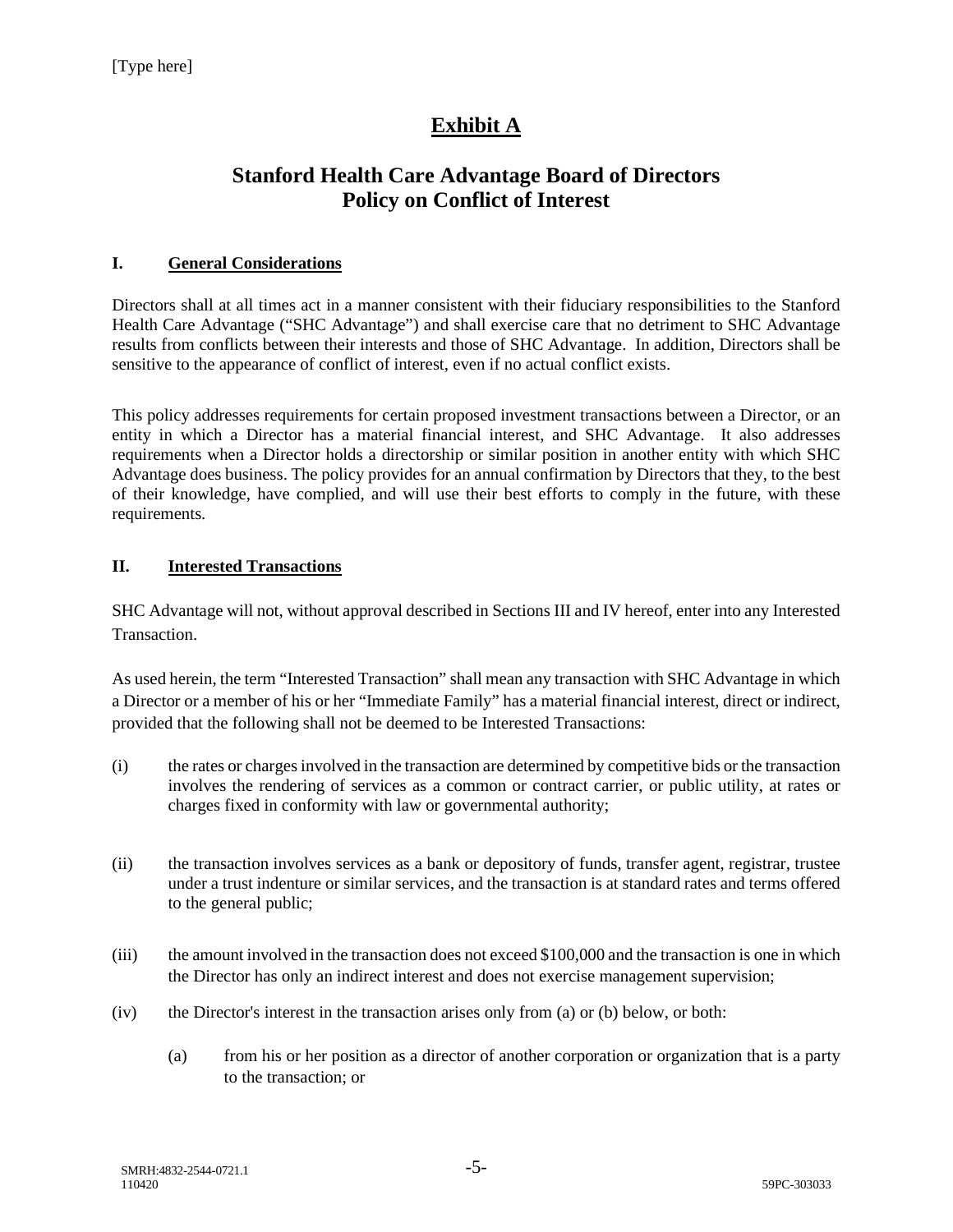# Exhibit A

## Stanford Health Care Advantage Board of Directors Policy on Conflict of Interest

### I. General Considerations

Directors shall at all times act in a manner consistent with their fiduciary responsibilities to the Stanford Health Care Advantage ("SHC Advantage") and shall exercise care that no detriment to SHC Advantage results from conflicts between their interests and those of SHC Advantage. In addition, Directors shall be sensitive to the appearance of conflict of interest, even if no actual conflict exists.

This policy addresses requirements for certain proposed investment transactions between a Director, or an entity in which a Director has a material financial interest, and SHC Advantage. It also addresses requirements when a Director holds a directorship or similar position in another entity with which SHC Advantage does business. The policy provides for an annual confirmation by Directors that they, to the best of their knowledge, have complied, and will use their best efforts to comply in the future, with these requirements.

### II. Interested Transactions

SHC Advantage will not, without approval described in Sections III and IV hereof, enter into any Interested Transaction.

As used herein, the term "Interested Transaction" shall mean any transaction with SHC Advantage in which a Director or a member of his or her "Immediate Family" has a material financial interest, direct or indirect, provided that the following shall not be deemed to be Interested Transactions:

(i) the rates or charges involved in the transaction are determined by competitive bids or the transaction involves the rendering of services as a common or contract carrier, or public utility, at rates or charges fixed in conformity with law or governmental authority;

(ii) the transaction involves services as a bank or depository of funds, transfer agent, registrar, trustee under a trust indenture or similar services, and the transaction is at standard rates and terms offered to the general public;

(iii) the amount involved in the transaction does not exceed $100,000 and the transaction is one in which the Director has only an indirect interest and does not exercise management supervision;

(iv) the Director's interest in the transaction arises only from (a) or (b) below, or both:

   (a) from his or her position as a director of another corporation or organization that is a party to the transaction; or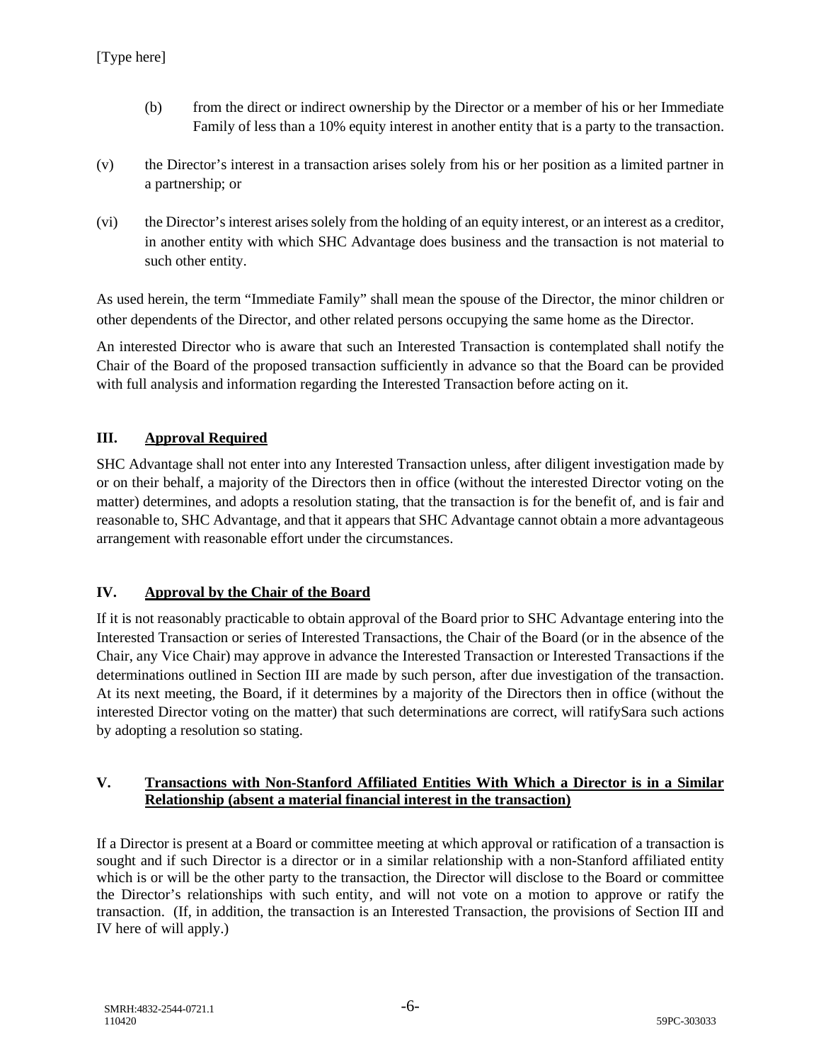(b) from the direct or indirect ownership by the Director or a member of his or her Immediate Family of less than a 10% equity interest in another entity that is a party to the transaction.

(v) the Director's interest in a transaction arises solely from his or her position as a limited partner in a partnership; or

(vi) the Director's interest arises solely from the holding of an equity interest, or an interest as a creditor, in another entity with which SHC Advantage does business and the transaction is not material to such other entity.

As used herein, the term "Immediate Family" shall mean the spouse of the Director, the minor children or other dependents of the Director, and other related persons occupying the same home as the Director.

An interested Director who is aware that such an Interested Transaction is contemplated shall notify the Chair of the Board of the proposed transaction sufficiently in advance so that the Board can be provided with full analysis and information regarding the Interested Transaction before acting on it.

## III. Approval Required

SHC Advantage shall not enter into any Interested Transaction unless, after diligent investigation made by or on their behalf, a majority of the Directors then in office (without the interested Director voting on the matter) determines, and adopts a resolution stating, that the transaction is for the benefit of, and is fair and reasonable to, SHC Advantage, and that it appears that SHC Advantage cannot obtain a more advantageous arrangement with reasonable effort under the circumstances.

## IV. Approval by the Chair of the Board

If it is not reasonably practicable to obtain approval of the Board prior to SHC Advantage entering into the Interested Transaction or series of Interested Transactions, the Chair of the Board (or in the absence of the Chair, any Vice Chair) may approve in advance the Interested Transaction or Interested Transactions if the determinations outlined in Section III are made by such person, after due investigation of the transaction. At its next meeting, the Board, if it determines by a majority of the Directors then in office (without the interested Director voting on the matter) that such determinations are correct, will ratifySara such actions by adopting a resolution so stating.

## V. Transactions with Non-Stanford Affiliated Entities With Which a Director is in a Similar Relationship (absent a material financial interest in the transaction)

If a Director is present at a Board or committee meeting at which approval or ratification of a transaction is sought and if such Director is a director or in a similar relationship with a non-Stanford affiliated entity which is or will be the other party to the transaction, the Director will disclose to the Board or committee the Director's relationships with such entity, and will not vote on a motion to approve or ratify the transaction. (If, in addition, the transaction is an Interested Transaction, the provisions of Section III and IV here of will apply.)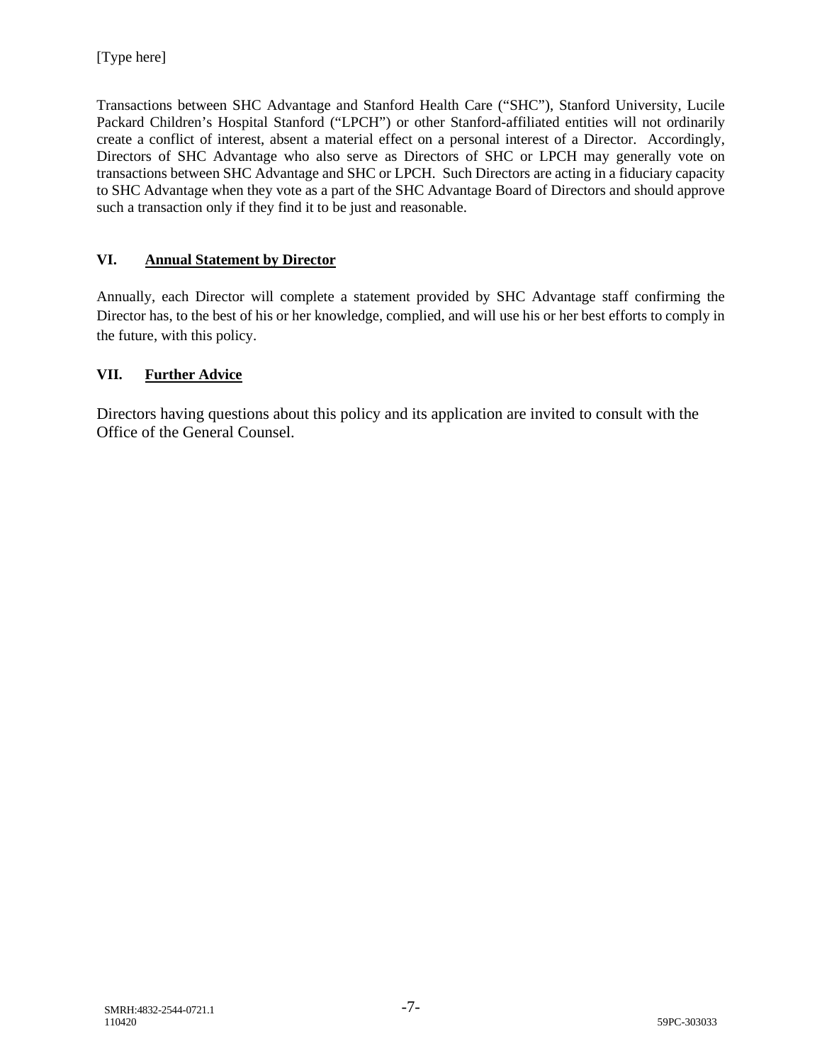Transactions between SHC Advantage and Stanford Health Care ("SHC"), Stanford University, Lucile Packard Children's Hospital Stanford ("LPCH") or other Stanford-affiliated entities will not ordinarily create a conflict of interest, absent a material effect on a personal interest of a Director. Accordingly, Directors of SHC Advantage who also serve as Directors of SHC or LPCH may generally vote on transactions between SHC Advantage and SHC or LPCH. Such Directors are acting in a fiduciary capacity to SHC Advantage when they vote as a part of the SHC Advantage Board of Directors and should approve such a transaction only if they find it to be just and reasonable.

## VI. Annual Statement by Director

Annually, each Director will complete a statement provided by SHC Advantage staff confirming the Director has, to the best of his or her knowledge, complied, and will use his or her best efforts to comply in the future, with this policy.

## VII. Further Advice

Directors having questions about this policy and its application are invited to consult with the Office of the General Counsel.